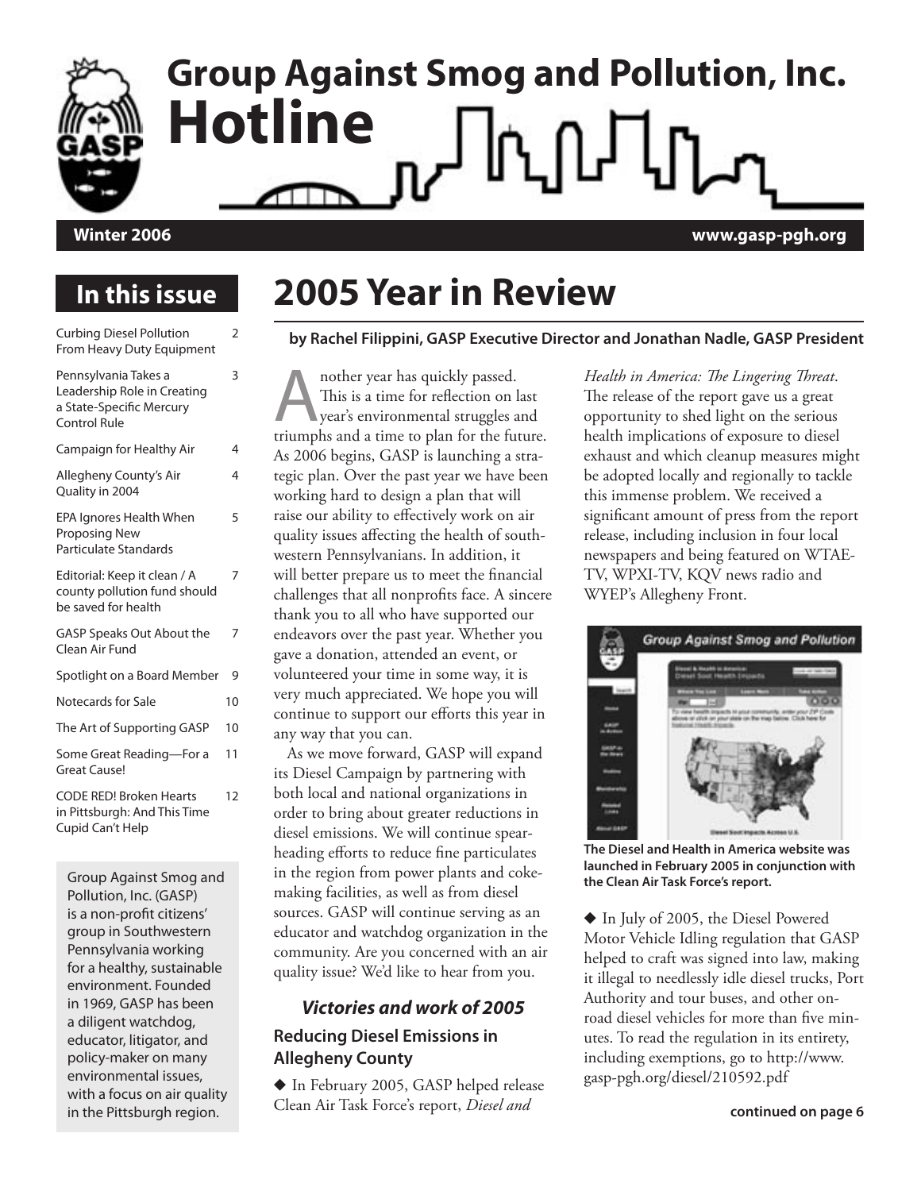# Group Against Smog and Pollution, Inc. Hotline

**Winter 2006** **www.gasp-pgh.org**

## In this issue

| | |
|---|---|
| Curbing Diesel Pollution From Heavy Duty Equipment | 2 |
| Pennsylvania Takes a Leadership Role in Creating a State-Specific Mercury Control Rule | 3 |
| Campaign for Healthy Air | 4 |
| Allegheny County's Air Quality in 2004 | 4 |
| EPA Ignores Health When Proposing New Particulate Standards | 5 |
| Editorial: Keep it clean / A county pollution fund should be saved for health | 7 |
| GASP Speaks Out About the Clean Air Fund | 7 |
| Spotlight on a Board Member | 9 |
| Notecards for Sale | 10 |
| The Art of Supporting GASP | 10 |
| Some Great Reading—For a Great Cause! | 11 |
| CODE RED! Broken Hearts in Pittsburgh: And This Time Cupid Can't Help | 12 |

Group Against Smog and Pollution, Inc. (GASP) is a non-profit citizens' group in Southwestern Pennsylvania working for a healthy, sustainable environment. Founded in 1969, GASP has been a diligent watchdog, educator, litigator, and policy-maker on many environmental issues, with a focus on air quality in the Pittsburgh region.

# 2005 Year in Review

**by Rachel Filippini, GASP Executive Director and Jonathan Nadle, GASP President**

Another year has quickly passed. This is a time for reflection on last year's environmental struggles and triumphs and a time to plan for the future. As 2006 begins, GASP is launching a strategic plan. Over the past year we have been working hard to design a plan that will raise our ability to effectively work on air quality issues affecting the health of southwestern Pennsylvanians. In addition, it will better prepare us to meet the financial challenges that all nonprofits face. A sincere thank you to all who have supported our endeavors over the past year. Whether you gave a donation, attended an event, or volunteered your time in some way, it is very much appreciated. We hope you will continue to support our efforts this year in any way that you can.

As we move forward, GASP will expand its Diesel Campaign by partnering with both local and national organizations in order to bring about greater reductions in diesel emissions. We will continue spearheading efforts to reduce fine particulates in the region from power plants and coke-making facilities, as well as from diesel sources. GASP will continue serving as an educator and watchdog organization in the community. Are you concerned with an air quality issue? We'd like to hear from you.

### *Victories and work of 2005*

### Reducing Diesel Emissions in Allegheny County

◆ In February 2005, GASP helped release Clean Air Task Force's report, *Diesel and Health in America: The Lingering Threat*. The release of the report gave us a great opportunity to shed light on the serious health implications of exposure to diesel exhaust and which cleanup measures might be adopted locally and regionally to tackle this immense problem. We received a significant amount of press from the report release, including inclusion in four local newspapers and being featured on WTAE-TV, WPXI-TV, KQV news radio and WYEP's Allegheny Front.

**The Diesel and Health in America website was launched in February 2005 in conjunction with the Clean Air Task Force's report.**

◆ In July of 2005, the Diesel Powered Motor Vehicle Idling regulation that GASP helped to craft was signed into law, making it illegal to needlessly idle diesel trucks, Port Authority and tour buses, and other on-road diesel vehicles for more than five minutes. To read the regulation in its entirety, including exemptions, go to http://www.gasp-pgh.org/diesel/210592.pdf

**continued on page 6**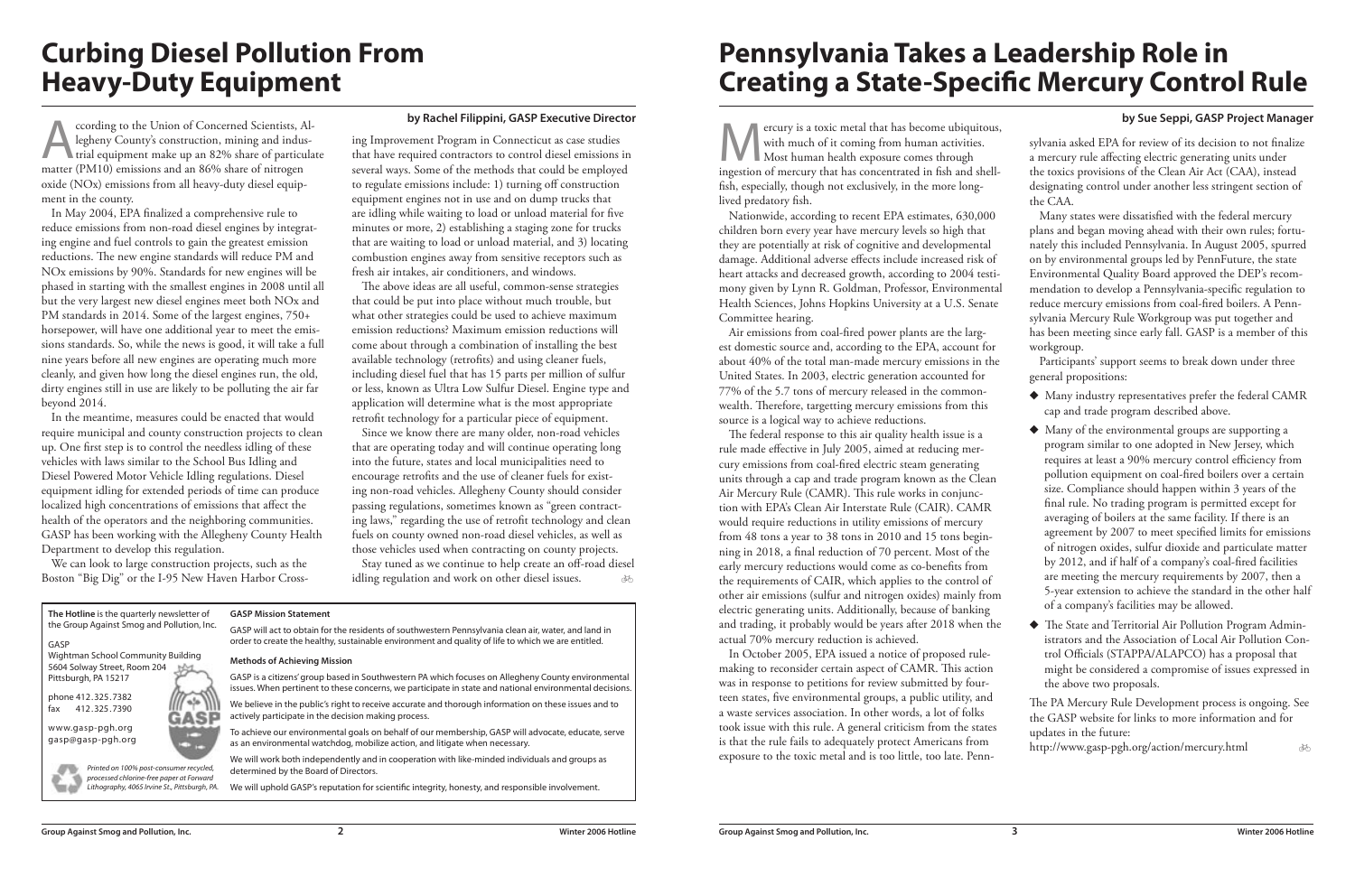# Curbing Diesel Pollution From Heavy-Duty Equipment

**by Rachel Filippini, GASP Executive Director**

According to the Union of Concerned Scientists, Allegheny County's construction, mining and industrial equipment make up an 82% share of particulate matter (PM10) emissions and an 86% share of nitrogen oxide (NOx) emissions from all heavy-duty diesel equipment in the county.

In May 2004, EPA finalized a comprehensive rule to reduce emissions from non-road diesel engines by integrating engine and fuel controls to gain the greatest emission reductions. The new engine standards will reduce PM and NOx emissions by 90%. Standards for new engines will be phased in starting with the smallest engines in 2008 until all but the very largest new diesel engines meet both NOx and PM standards in 2014. Some of the largest engines, 750+ horsepower, will have one additional year to meet the emissions standards. So, while the news is good, it will take a full nine years before all new engines are operating much more cleanly, and given how long the diesel engines run, the old, dirty engines still in use are likely to be polluting the air far beyond 2014.

In the meantime, measures could be enacted that would require municipal and county construction projects to clean up. One first step is to control the needless idling of these vehicles with laws similar to the School Bus Idling and Diesel Powered Motor Vehicle Idling regulations. Diesel equipment idling for extended periods of time can produce localized high concentrations of emissions that affect the health of the operators and the neighboring communities. GASP has been working with the Allegheny County Health Department to develop this regulation.

We can look to large construction projects, such as the Boston "Big Dig" or the I-95 New Haven Harbor Crossing Improvement Program in Connecticut as case studies that have required contractors to control diesel emissions in several ways. Some of the methods that could be employed to regulate emissions include: 1) turning off construction equipment engines not in use and on dump trucks that are idling while waiting to load or unload material for five minutes or more, 2) establishing a staging zone for trucks that are waiting to load or unload material, and 3) locating combustion engines away from sensitive receptors such as fresh air intakes, air conditioners, and windows.

The above ideas are all useful, common-sense strategies that could be put into place without much trouble, but what other strategies could be used to achieve maximum emission reductions? Maximum emission reductions will come about through a combination of installing the best available technology (retrofits) and using cleaner fuels, including diesel fuel that has 15 parts per million of sulfur or less, known as Ultra Low Sulfur Diesel. Engine type and application will determine what is the most appropriate retrofit technology for a particular piece of equipment.

Since we know there are many older, non-road vehicles that are operating today and will continue operating long into the future, states and local municipalities need to encourage retrofits and the use of cleaner fuels for existing non-road vehicles. Allegheny County should consider passing regulations, sometimes known as "green contracting laws," regarding the use of retrofit technology and clean fuels on county owned non-road diesel vehicles, as well as those vehicles used when contracting on county projects.

Stay tuned as we continue to help create an off-road diesel idling regulation and work on other diesel issues.

---

**The Hotline** is the quarterly newsletter of the Group Against Smog and Pollution, Inc.

GASP
Wightman School Community Building
5604 Solway Street, Room 204
Pittsburgh, PA 15217

phone 412.325.7382
fax 412.325.7390

www.gasp-pgh.org
gasp@gasp-pgh.org

*Printed on 100% post-consumer recycled, processed chlorine-free paper at Forward Lithography, 4065 Irvine St., Pittsburgh, PA.*

**GASP Mission Statement**

GASP will act to obtain for the residents of southwestern Pennsylvania clean air, water, and land in order to create the healthy, sustainable environment and quality of life to which we are entitled.

**Methods of Achieving Mission**

GASP is a citizens' group based in Southwestern PA which focuses on Allegheny County environmental issues. When pertinent to these concerns, we participate in state and national environmental decisions.

We believe in the public's right to receive accurate and thorough information on these issues and to actively participate in the decision making process.

To achieve our environmental goals on behalf of our membership, GASP will advocate, educate, serve as an environmental watchdog, mobilize action, and litigate when necessary.

We will work both independently and in cooperation with like-minded individuals and groups as determined by the Board of Directors.

We will uphold GASP's reputation for scientific integrity, honesty, and responsible involvement.

---

# Pennsylvania Takes a Leadership Role in Creating a State-Specific Mercury Control Rule

**by Sue Seppi, GASP Project Manager**

Mercury is a toxic metal that has become ubiquitous, with much of it coming from human activities. Most human health exposure comes through ingestion of mercury that has concentrated in fish and shellfish, especially, though not exclusively, in the more long-lived predatory fish.

Nationwide, according to recent EPA estimates, 630,000 children born every year have mercury levels so high that they are potentially at risk of cognitive and developmental damage. Additional adverse effects include increased risk of heart attacks and decreased growth, according to 2004 testimony given by Lynn R. Goldman, Professor, Environmental Health Sciences, Johns Hopkins University at a U.S. Senate Committee hearing.

Air emissions from coal-fired power plants are the largest domestic source and, according to the EPA, account for about 40% of the total man-made mercury emissions in the United States. In 2003, electric generation accounted for 77% of the 5.7 tons of mercury released in the commonwealth. Therefore, targetting mercury emissions from this source is a logical way to achieve reductions.

The federal response to this air quality health issue is a rule made effective in July 2005, aimed at reducing mercury emissions from coal-fired electric steam generating units through a cap and trade program known as the Clean Air Mercury Rule (CAMR). This rule works in conjunction with EPA's Clean Air Interstate Rule (CAIR). CAMR would require reductions in utility emissions of mercury from 48 tons a year to 38 tons in 2010 and 15 tons beginning in 2018, a final reduction of 70 percent. Most of the early mercury reductions would come as co-benefits from the requirements of CAIR, which applies to the control of other air emissions (sulfur and nitrogen oxides) mainly from electric generating units. Additionally, because of banking and trading, it probably would be years after 2018 when the actual 70% mercury reduction is achieved.

In October 2005, EPA issued a notice of proposed rulemaking to reconsider certain aspect of CAMR. This action was in response to petitions for review submitted by fourteen states, five environmental groups, a public utility, and a waste services association. In other words, a lot of folks took issue with this rule. A general criticism from the states is that the rule fails to adequately protect Americans from exposure to the toxic metal and is too little, too late. Pennsylvania asked EPA for review of its decision to not finalize a mercury rule affecting electric generating units under the toxics provisions of the Clean Air Act (CAA), instead designating control under another less stringent section of the CAA.

Many states were dissatisfied with the federal mercury plans and began moving ahead with their own rules; fortunately this included Pennsylvania. In August 2005, spurred on by environmental groups led by PennFuture, the state Environmental Quality Board approved the DEP's recommendation to develop a Pennsylvania-specific regulation to reduce mercury emissions from coal-fired boilers. A Pennsylvania Mercury Rule Workgroup was put together and has been meeting since early fall. GASP is a member of this workgroup.

Participants' support seems to break down under three general propositions:

- Many industry representatives prefer the federal CAMR cap and trade program described above.
- Many of the environmental groups are supporting a program similar to one adopted in New Jersey, which requires at least a 90% mercury control efficiency from pollution equipment on coal-fired boilers over a certain size. Compliance should happen within 3 years of the final rule. No trading program is permitted except for averaging of boilers at the same facility. If there is an agreement by 2007 to meet specified limits for emissions of nitrogen oxides, sulfur dioxide and particulate matter by 2012, and if half of a company's coal-fired facilities are meeting the mercury requirements by 2007, then a 5-year extension to achieve the standard in the other half of a company's facilities may be allowed.
- The State and Territorial Air Pollution Program Administrators and the Association of Local Air Pollution Control Officials (STAPPA/ALAPCO) has a proposal that might be considered a compromise of issues expressed in the above two proposals.

The PA Mercury Rule Development process is ongoing. See the GASP website for links to more information and for updates in the future:
http://www.gasp-pgh.org/action/mercury.html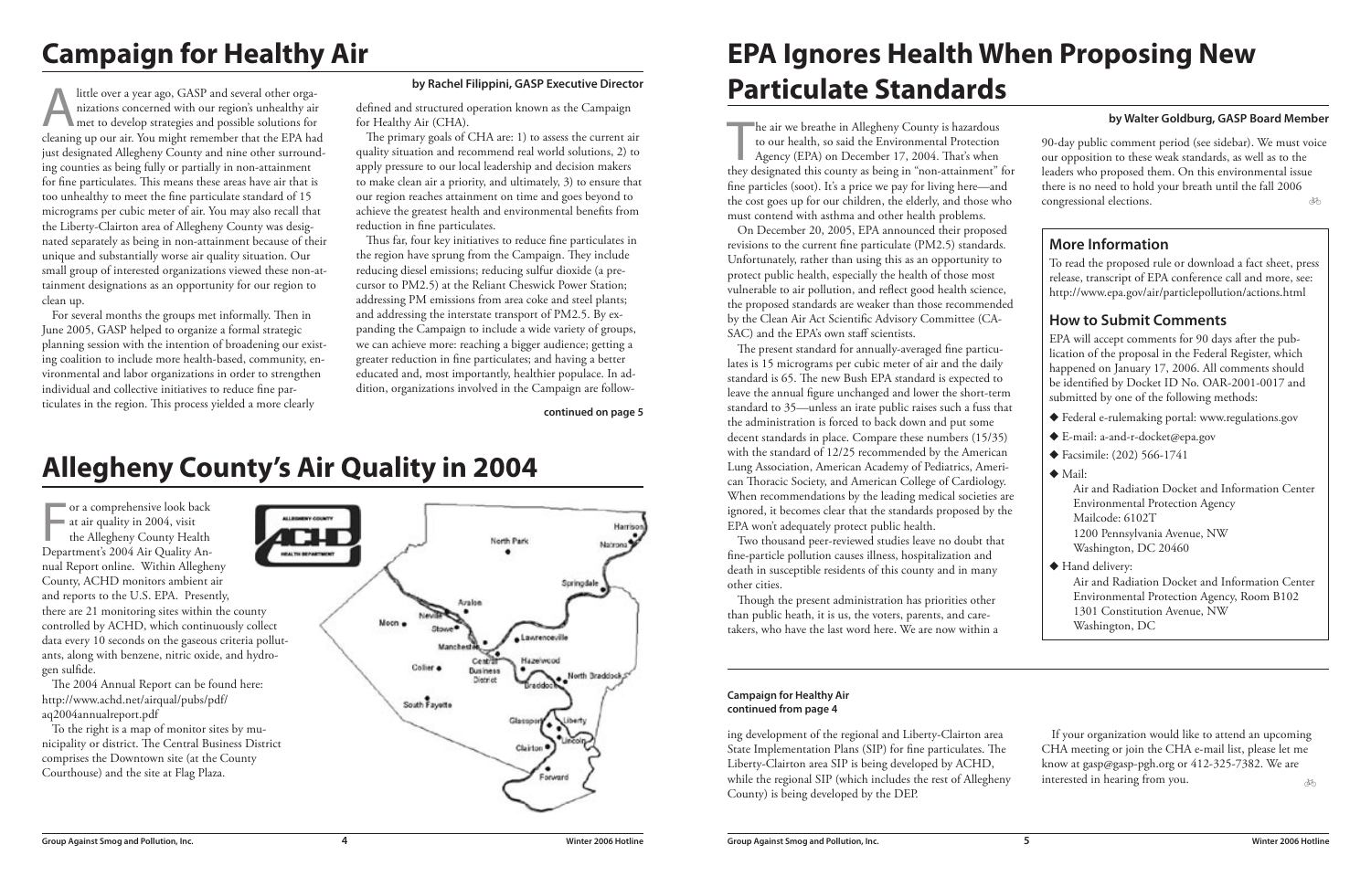# Campaign for Healthy Air

**by Rachel Filippini, GASP Executive Director**

A little over a year ago, GASP and several other organizations concerned with our region's unhealthy air met to develop strategies and possible solutions for cleaning up our air. You might remember that the EPA had just designated Allegheny County and nine other surrounding counties as being fully or partially in non-attainment for fine particulates. This means these areas have air that is too unhealthy to meet the fine particulate standard of 15 micrograms per cubic meter of air. You may also recall that the Liberty-Clairton area of Allegheny County was designated separately as being in non-attainment because of their unique and substantially worse air quality situation. Our small group of interested organizations viewed these non-attainment designations as an opportunity for our region to clean up.

For several months the groups met informally. Then in June 2005, GASP helped to organize a formal strategic planning session with the intention of broadening our existing coalition to include more health-based, community, environmental and labor organizations in order to strengthen individual and collective initiatives to reduce fine particulates in the region. This process yielded a more clearly defined and structured operation known as the Campaign for Healthy Air (CHA).

The primary goals of CHA are: 1) to assess the current air quality situation and recommend real world solutions, 2) to apply pressure to our local leadership and decision makers to make clean air a priority, and ultimately, 3) to ensure that our region reaches attainment on time and goes beyond to achieve the greatest health and environmental benefits from reduction in fine particulates.

Thus far, four key initiatives to reduce fine particulates in the region have sprung from the Campaign. They include reducing diesel emissions; reducing sulfur dioxide (a precursor to PM2.5) at the Reliant Cheswick Power Station; addressing PM emissions from area coke and steel plants; and addressing the interstate transport of PM2.5. By expanding the Campaign to include a wide variety of groups, we can achieve more: reaching a bigger audience; getting a greater reduction in fine particulates; and having a better educated and, most importantly, healthier populace. In addition, organizations involved in the Campaign are follow-

**continued on page 5**

# Allegheny County's Air Quality in 2004

For a comprehensive look back at air quality in 2004, visit the Allegheny County Health Department's 2004 Air Quality Annual Report online. Within Allegheny County, ACHD monitors ambient air and reports to the U.S. EPA. Presently, there are 21 monitoring sites within the county controlled by ACHD, which continuously collect data every 10 seconds on the gaseous criteria pollutants, along with benzene, nitric oxide, and hydrogen sulfide.

The 2004 Annual Report can be found here: http://www.achd.net/airqual/pubs/pdf/aq2004annualreport.pdf

To the right is a map of monitor sites by municipality or district. The Central Business District comprises the Downtown site (at the County Courthouse) and the site at Flag Plaza.

# EPA Ignores Health When Proposing New Particulate Standards

**by Walter Goldburg, GASP Board Member**

The air we breathe in Allegheny County is hazardous to our health, so said the Environmental Protection Agency (EPA) on December 17, 2004. That's when they designated this county as being in "non-attainment" for fine particles (soot). It's a price we pay for living here—and the cost goes up for our children, the elderly, and those who must contend with asthma and other health problems.

On December 20, 2005, EPA announced their proposed revisions to the current fine particulate (PM2.5) standards. Unfortunately, rather than using this as an opportunity to protect public health, especially the health of those most vulnerable to air pollution, and reflect good health science, the proposed standards are weaker than those recommended by the Clean Air Act Scientific Advisory Committee (CASAC) and the EPA's own staff scientists.

The present standard for annually-averaged fine particulates is 15 micrograms per cubic meter of air and the daily standard is 65. The new Bush EPA standard is expected to leave the annual figure unchanged and lower the short-term standard to 35—unless an irate public raises such a fuss that the administration is forced to back down and put some decent standards in place. Compare these numbers (15/35) with the standard of 12/25 recommended by the American Lung Association, American Academy of Pediatrics, American Thoracic Society, and American College of Cardiology. When recommendations by the leading medical societies are ignored, it becomes clear that the standards proposed by the EPA won't adequately protect public health.

Two thousand peer-reviewed studies leave no doubt that fine-particle pollution causes illness, hospitalization and death in susceptible residents of this county and in many other cities.

Though the present administration has priorities other than public health, it is us, the voters, parents, and caretakers, who have the last word here. We are now within a 90-day public comment period (see sidebar). We must voice our opposition to these weak standards, as well as to the leaders who proposed them. On this environmental issue there is no need to hold your breath until the fall 2006 congressional elections.

## More Information

To read the proposed rule or download a fact sheet, press release, transcript of EPA conference call and more, see: http://www.epa.gov/air/particlepollution/actions.html

## How to Submit Comments

EPA will accept comments for 90 days after the publication of the proposal in the Federal Register, which happened on January 17, 2006. All comments should be identified by Docket ID No. OAR-2001-0017 and submitted by one of the following methods:

- Federal e-rulemaking portal: www.regulations.gov
- E-mail: a-and-r-docket@epa.gov
- Facsimile: (202) 566-1741
- Mail:
  Air and Radiation Docket and Information Center
  Environmental Protection Agency
  Mailcode: 6102T
  1200 Pennsylvania Avenue, NW
  Washington, DC 20460
- Hand delivery:
  Air and Radiation Docket and Information Center
  Environmental Protection Agency, Room B102
  1301 Constitution Avenue, NW
  Washington, DC

**Campaign for Healthy Air continued from page 4**

ing development of the regional and Liberty-Clairton area State Implementation Plans (SIP) for fine particulates. The Liberty-Clairton area SIP is being developed by ACHD, while the regional SIP (which includes the rest of Allegheny County) is being developed by the DEP.

If your organization would like to attend an upcoming CHA meeting or join the CHA e-mail list, please let me know at gasp@gasp-pgh.org or 412-325-7382. We are interested in hearing from you.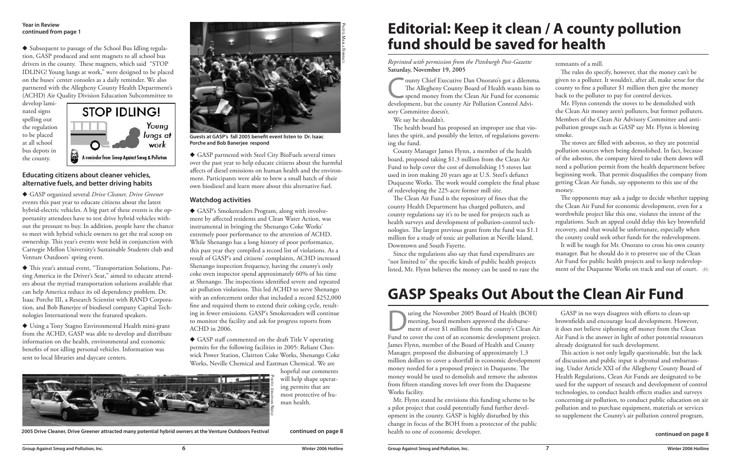**Year in Review**
**continued from page 1**

◆ Subsequent to passage of the School Bus Idling regulation, GASP produced and sent magnets to all school bus drivers in the county. These magnets, which said "STOP IDLING! Young lungs at work," were designed to be placed on the buses' center consoles as a daily reminder. We also partnered with the Allegheny County Health Department's (ACHD) Air Quality Division Education Subcommittee to develop laminated signs spelling out the regulation to be placed at all school bus depots in the county.

STOP IDLING! Young lungs at work
A reminder from Group Against Smog & Pollution

### Educating citizens about cleaner vehicles, alternative fuels, and better driving habits

◆ GASP organized several *Drive Cleaner, Drive Greener* events this past year to educate citizens about the latest hybrid-electric vehicles. A big part of these events is the opportunity attendees have to test drive hybrid vehicles without the pressure to buy. In addition, people have the chance to meet with hybrid vehicle owners to get the real scoop on ownership. This year's events were held in conjunction with Carnegie Mellon University's Sustainable Students club and Venture Outdoors' spring event.

◆ This year's annual event, "Transportation Solutions, Putting America in the Driver's Seat," aimed to educate attendees about the myriad transportation solutions available that can help America reduce its oil dependency problem. Dr. Isaac Porche III, a Research Scientist with RAND Corporation, and Bob Banerjee of biodiesel company Capital Technologies International were the featured speakers.

◆ Using a Tony Stagno Environmental Health mini-grant from the ACHD, GASP was able to develop and distribute information on the health, environmental and economic benefits of not idling personal vehicles. Information was sent to local libraries and daycare centers.

Photo: Marla Ferency

Guests at GASP's fall 2005 benefit event listen to Dr. Isaac Porche and Bob Banerjee respond

◆ GASP partnered with Steel City BioFuels several times over the past year to help educate citizens about the harmful affects of diesel emissions on human health and the environment. Participants were able to brew a small batch of their own biodiesel and learn more about this alternative fuel.

### Watchdog activities

◆ GASP's Smokereaders Program, along with involvement by affected residents and Clean Water Action, was instrumental in bringing the Shenango Coke Works' extremely poor performance to the attention of ACHD. While Shenango has a long history of poor performance, this past year they compiled a record list of violations. As a result of GASP's and citizens' complaints, ACHD increased Shenango inspection frequency, having the county's only coke oven inspector spend approximately 60% of his time at Shenango. The inspections identified severe and repeated air pollution violations. This led ACHD to serve Shenango with an enforcement order that included a record $252,000 fine and required them to extend their coking cycle, resulting in fewer emissions. GASP's Smokereaders will continue to monitor the facility and ask for progress reports from ACHD in 2006.

◆ GASP staff commented on the draft Title V operating permits for the following facilities in 2005: Reliant Cheswick Power Station, Clairton Coke Works, Shenango Coke Works, Neville Chemical and Eastman Chemical. We are hopeful our comments will help shape operating permits that are most protective of human health.

Photo: Jonathan Nadle

2005 Drive Cleaner, Drive Greener attracted many potential hybrid owners at the Venture Outdoors Festival

**continued on page 8**

# Editorial: Keep it clean / A county pollution fund should be saved for health

*Reprinted with permission from the Pittsburgh Post-Gazette*
**Saturday, November 19, 2005**

County Chief Executive Dan Onorato's got a dilemma. The Allegheny County Board of Health wants him to spend money from the Clean Air Fund for economic development, but the county Air Pollution Control Advisory Committee doesn't.

We say he shouldn't.

The health board has proposed an improper use that violates the spirit, and possibly the letter, of regulations governing the fund.

County Manager James Flynn, a member of the health board, proposed taking $1.3 million from the Clean Air Fund to help cover the cost of demolishing 15 stoves last used in iron making 20 years ago at U.S. Steel's defunct Duquesne Works. The work would complete the final phase of redeveloping the 225-acre former mill site.

The Clean Air Fund is the repository of fines that the county Health Department has charged polluters, and county regulations say it's to be used for projects such as health surveys and development of pollution-control technologies. The largest previous grant from the fund was $1.1 million for a study of toxic air pollution at Neville Island, Downtown and South Fayette.

Since the regulations also say that fund expenditures are "not limited to" the specific kinds of public health projects listed, Mr. Flynn believes the money can be used to raze the remnants of a mill.

The rules do specify, however, that the money can't be given to a polluter. It wouldn't, after all, make sense for the county to fine a polluter $1 million then give the money back to the polluter to pay for control devices.

Mr. Flynn contends the stoves to be demolished with the Clean Air money aren't polluters, but former polluters. Members of the Clean Air Advisory Committee and anti-pollution groups such as GASP say Mr. Flynn is blowing smoke.

The stoves are filled with asbestos, so they are potential pollution sources when being demolished. In fact, because of the asbestos, the company hired to take them down will need a pollution permit from the health department before beginning work. That permit disqualifies the company from getting Clean Air funds, say opponents to this use of the money.

The opponents may ask a judge to decide whether tapping the Clean Air Fund for economic development, even for a worthwhile project like this one, violates the intent of the regulations. Such an appeal could delay this key brownfield recovery, and that would be unfortunate, especially when the county could seek other funds for the redevelopment.

It will be tough for Mr. Onorato to cross his own county manager. But he should do it to preserve use of the Clean Air Fund for public health projects and to keep redevelopment of the Duquesne Works on track and out of court.

# GASP Speaks Out About the Clean Air Fund

During the November 2005 Board of Health (BOH) meeting, board members approved the disbursement of over $1 million from the county's Clean Air Fund to cover the cost of an economic development project. James Flynn, member of the Board of Health and County Manager, proposed the disbursing of approximately 1.3 million dollars to cover a shortfall in economic development money needed for a proposed project in Duquesne. The money would be used to demolish and remove the asbestos from fifteen standing stoves left over from the Duquesne Works facility.

Mr. Flynn stated he envisions this funding scheme to be a pilot project that could potentially fund further development in the county. GASP is highly disturbed by this change in focus of the BOH from a protector of the public health to one of economic developer.

GASP in no ways disagrees with efforts to clean-up brownfields and encourage local development. However, it does not believe siphoning off money from the Clean Air Fund is the answer in light of other potential resources already designated for such development.

This action is not only legally questionable, but the lack of discussion and public input is abysmal and embarrassing. Under Article XXI of the Allegheny County Board of Health Regulations, Clean Air Funds are designated to be used for the support of research and development of control technologies, to conduct health effects studies and surveys concerning air pollution, to conduct public education on air pollution and to purchase equipment, materials or services to supplement the County's air pollution control program,

**continued on page 8**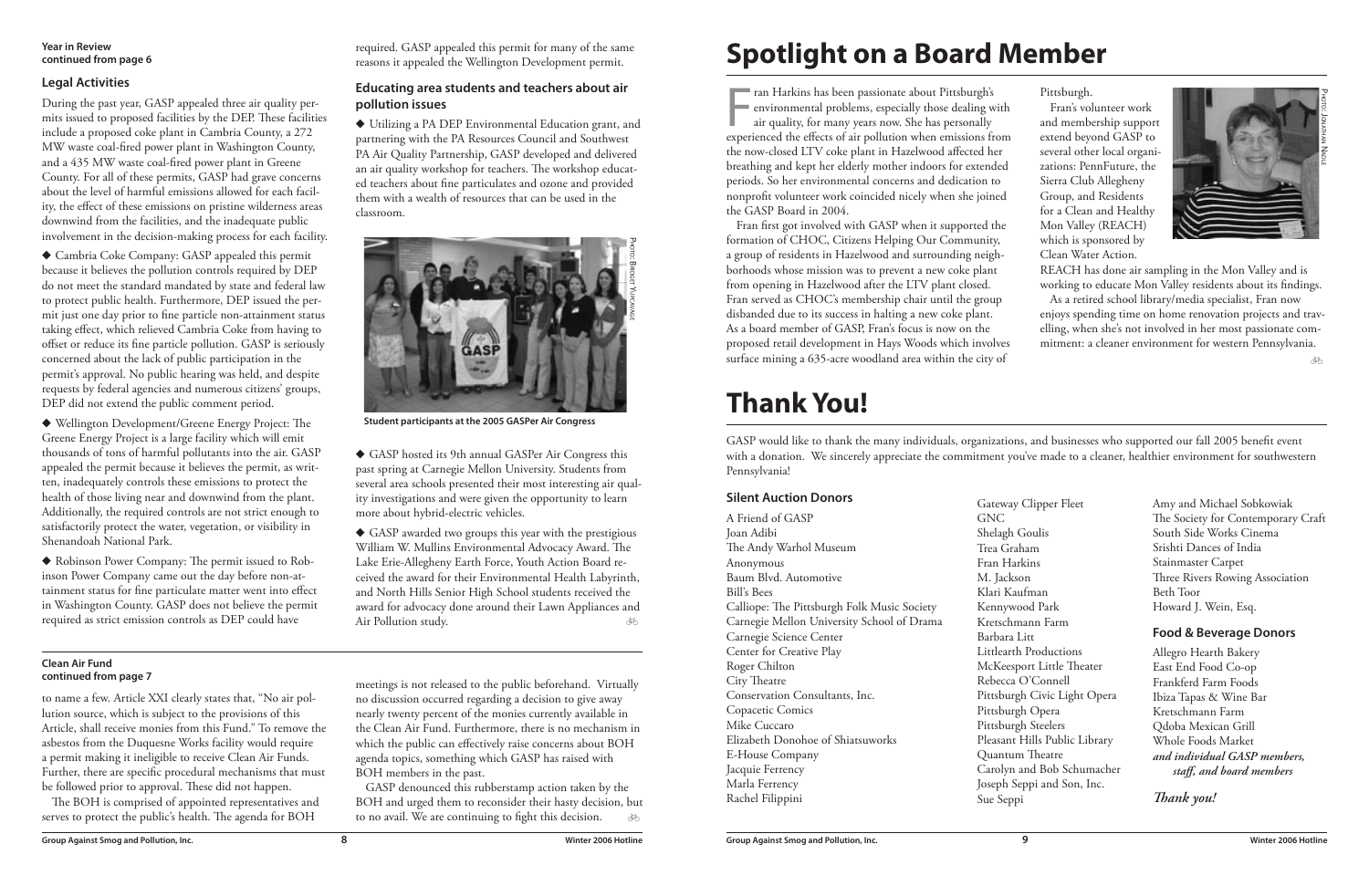**Year in Review**
**continued from page 6**

### Legal Activities

During the past year, GASP appealed three air quality permits issued to proposed facilities by the DEP. These facilities include a proposed coke plant in Cambria County, a 272 MW waste coal-fired power plant in Washington County, and a 435 MW waste coal-fired power plant in Greene County. For all of these permits, GASP had grave concerns about the level of harmful emissions allowed for each facility, the effect of these emissions on pristine wilderness areas downwind from the facilities, and the inadequate public involvement in the decision-making process for each facility.

◆ Cambria Coke Company: GASP appealed this permit because it believes the pollution controls required by DEP do not meet the standard mandated by state and federal law to protect public health. Furthermore, DEP issued the permit just one day prior to fine particle non-attainment status taking effect, which relieved Cambria Coke from having to offset or reduce its fine particle pollution. GASP is seriously concerned about the lack of public participation in the permit's approval. No public hearing was held, and despite requests by federal agencies and numerous citizens' groups, DEP did not extend the public comment period.

◆ Wellington Development/Greene Energy Project: The Greene Energy Project is a large facility which will emit thousands of tons of harmful pollutants into the air. GASP appealed the permit because it believes the permit, as written, inadequately controls these emissions to protect the health of those living near and downwind from the plant. Additionally, the required controls are not strict enough to satisfactorily protect the water, vegetation, or visibility in Shenandoah National Park.

◆ Robinson Power Company: The permit issued to Robinson Power Company came out the day before non-attainment status for fine particulate matter went into effect in Washington County. GASP does not believe the permit required as strict emission controls as DEP could have required. GASP appealed this permit for many of the same reasons it appealed the Wellington Development permit.

### Educating area students and teachers about air pollution issues

◆ Utilizing a PA DEP Environmental Education grant, and partnering with the PA Resources Council and Southwest PA Air Quality Partnership, GASP developed and delivered an air quality workshop for teachers. The workshop educated teachers about fine particulates and ozone and provided them with a wealth of resources that can be used in the classroom.

Photo: Bridget Yupcavage

**Student participants at the 2005 GASPer Air Congress**

◆ GASP hosted its 9th annual GASPer Air Congress this past spring at Carnegie Mellon University. Students from several area schools presented their most interesting air quality investigations and were given the opportunity to learn more about hybrid-electric vehicles.

◆ GASP awarded two groups this year with the prestigious William W. Mullins Environmental Advocacy Award. The Lake Erie-Allegheny Earth Force, Youth Action Board received the award for their Environmental Health Labyrinth, and North Hills Senior High School students received the award for advocacy done around their Lawn Appliances and Air Pollution study.

**Clean Air Fund**
**continued from page 7**

to name a few. Article XXI clearly states that, "No air pollution source, which is subject to the provisions of this Article, shall receive monies from this Fund." To remove the asbestos from the Duquesne Works facility would require a permit making it ineligible to receive Clean Air Funds. Further, there are specific procedural mechanisms that must be followed prior to approval. These did not happen.

The BOH is comprised of appointed representatives and serves to protect the public's health. The agenda for BOH meetings is not released to the public beforehand. Virtually no discussion occurred regarding a decision to give away nearly twenty percent of the monies currently available in the Clean Air Fund. Furthermore, there is no mechanism in which the public can effectively raise concerns about BOH agenda topics, something which GASP has raised with BOH members in the past.

GASP denounced this rubberstamp action taken by the BOH and urged them to reconsider their hasty decision, but to no avail. We are continuing to fight this decision.

# Spotlight on a Board Member

Fran Harkins has been passionate about Pittsburgh's environmental problems, especially those dealing with air quality, for many years now. She has personally experienced the effects of air pollution when emissions from the now-closed LTV coke plant in Hazelwood affected her breathing and kept her elderly mother indoors for extended periods. So her environmental concerns and dedication to nonprofit volunteer work coincided nicely when she joined the GASP Board in 2004.

Fran first got involved with GASP when it supported the formation of CHOC, Citizens Helping Our Community, a group of residents in Hazelwood and surrounding neighborhoods whose mission was to prevent a new coke plant from opening in Hazelwood after the LTV plant closed. Fran served as CHOC's membership chair until the group disbanded due to its success in halting a new coke plant. As a board member of GASP, Fran's focus is now on the proposed retail development in Hays Woods which involves surface mining a 635-acre woodland area within the city of Pittsburgh.

Fran's volunteer work and membership support extend beyond GASP to several other local organizations: PennFuture, the Sierra Club Allegheny Group, and Residents for a Clean and Healthy Mon Valley (REACH) which is sponsored by Clean Water Action.

Photo: Jonathan Nadle

REACH has done air sampling in the Mon Valley and is working to educate Mon Valley residents about its findings.

As a retired school library/media specialist, Fran now enjoys spending time on home renovation projects and traveling, when she's not involved in her most passionate commitment: a cleaner environment for western Pennsylvania.

# Thank You!

GASP would like to thank the many individuals, organizations, and businesses who supported our fall 2005 benefit event with a donation. We sincerely appreciate the commitment you've made to a cleaner, healthier environment for southwestern Pennsylvania!

### Silent Auction Donors

A Friend of GASP
Joan Adibi
The Andy Warhol Museum
Anonymous
Baum Blvd. Automotive
Bill's Bees
Calliope: The Pittsburgh Folk Music Society
Carnegie Mellon University School of Drama
Carnegie Science Center
Center for Creative Play
Roger Chilton
City Theatre
Conservation Consultants, Inc.
Copacetic Comics
Mike Cuccaro
Elizabeth Donohoe of Shiatsuworks
E-House Company
Jacquie Ferrency
Marla Ferrency
Rachel Filippini
Gateway Clipper Fleet
GNC
Shelagh Goulis
Trea Graham
Fran Harkins
M. Jackson
Klari Kaufman
Kennywood Park
Kretschmann Farm
Barbara Litt
Littlearth Productions
McKeesport Little Theater
Rebecca O'Connell
Pittsburgh Civic Light Opera
Pittsburgh Opera
Pittsburgh Steelers
Pleasant Hills Public Library
Quantum Theatre
Carolyn and Bob Schumacher
Joseph Seppi and Son, Inc.
Sue Seppi
Amy and Michael Sobkowiak
The Society for Contemporary Craft
South Side Works Cinema
Srishti Dances of India
Stainmaster Carpet
Three Rivers Rowing Association
Beth Toor
Howard J. Wein, Esq.

### Food & Beverage Donors

Allegro Hearth Bakery
East End Food Co-op
Frankferd Farm Foods
Ibiza Tapas & Wine Bar
Kretschmann Farm
Qdoba Mexican Grill
Whole Foods Market
***and individual GASP members, staff, and board members***

*Thank you!*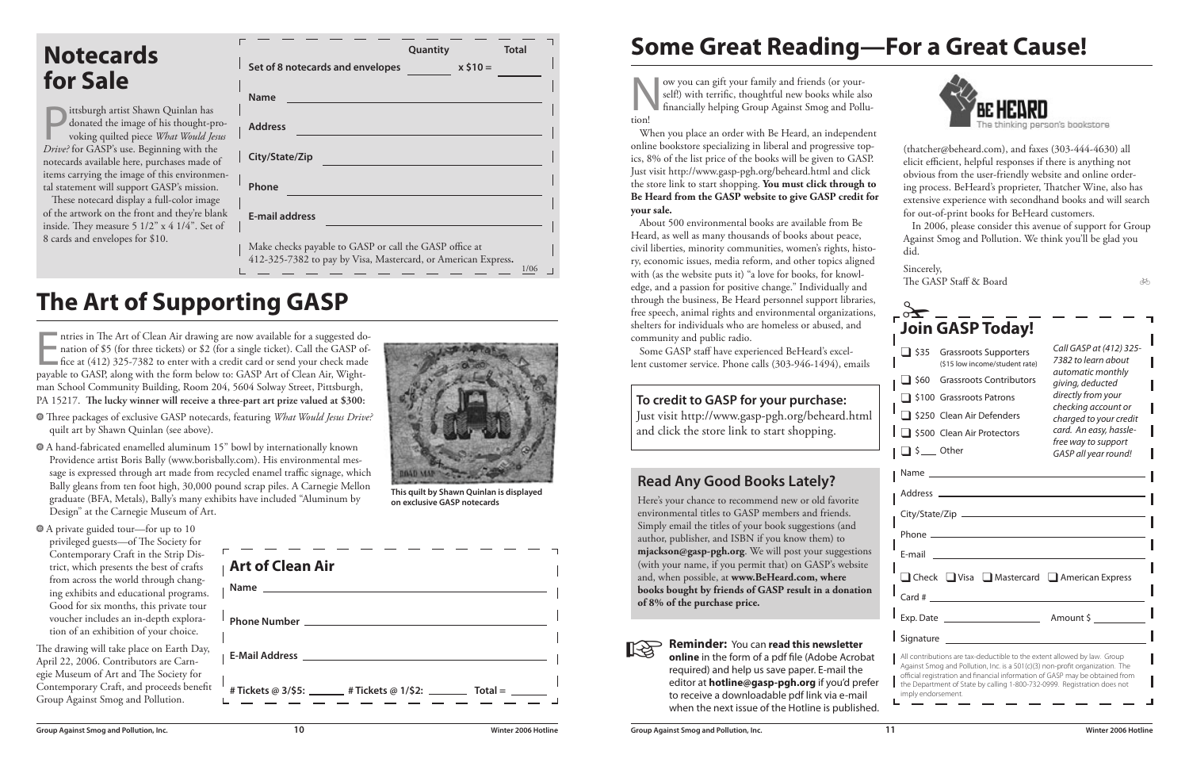## Notecards for Sale

Pittsburgh artist Shawn Quinlan has donated the image of his thought-provoking quilted piece *What Would Jesus Drive?* for GASP's use. Beginning with the notecards available here, purchases made of items carrying the image of this environmental statement will support GASP's mission.

These notecard display a full-color image of the artwork on the front and they're blank inside. They measure 5 1/2" x 4 1/4". Set of 8 cards and envelopes for $10.

| | Quantity | | Total |
|---|---|---|---|
| Set of 8 notecards and envelopes | ______ | x $10 = | ______ |

Name ______

Address ______

City/State/Zip ______

Phone ______

E-mail address ______

Make checks payable to GASP or call the GASP office at 412-325-7382 to pay by Visa, Mastercard, or American Express.

1/06

## The Art of Supporting GASP

Entries in The Art of Clean Air drawing are now available for a suggested donation of $5 (for three tickets) or $2 (for a single ticket). Call the GASP office at (412) 325-7382 to enter with a credit card or send your check made payable to GASP, along with the form below to: GASP Art of Clean Air, Wightman School Community Building, Room 204, 5604 Solway Street, Pittsburgh, PA 15217. **The lucky winner will receive a three-part art prize valued at $300:**

- Three packages of exclusive GASP notecards, featuring *What Would Jesus Drive?* quilt art by Shawn Quinlan (see above).
- A hand-fabricated enamelled aluminum 15" bowl by internationally known Providence artist Boris Bally (www.borisbally.com). His environmental message is expressed through art made from recycled enamel traffic signage, which Bally gleans from ten foot high, 30,000 pound scrap piles. A Carnegie Mellon graduate (BFA, Metals), Bally's many exhibits have included "Aluminum by Design" at the Carnegie Museum of Art.
- A private guided tour—for up to 10 privileged guests—of The Society for Contemporary Craft in the Strip District, which presents the best of crafts from across the world through changing exhibits and educational programs. Good for six months, this private tour voucher includes an in-depth exploration of an exhibition of your choice.

**This quilt by Shawn Quinlan is displayed on exclusive GASP notecards**

The drawing will take place on Earth Day, April 22, 2006. Contributors are Carnegie Museum of Art and The Society for Contemporary Craft, and proceeds benefit Group Against Smog and Pollution.

### Art of Clean Air

Name ______

Phone Number ______

E-Mail Address ______

# Tickets @ 3/$5: ______ # Tickets @ 1/$2: ______ Total = ______

## Some Great Reading—For a Great Cause!

Now you can gift your family and friends (or yourself!) with terrific, thoughtful new books while also financially helping Group Against Smog and Pollution!

When you place an order with Be Heard, an independent online bookstore specializing in liberal and progressive topics, 8% of the list price of the books will be given to GASP. Just visit http://www.gasp-pgh.org/beheard.html and click the store link to start shopping. **You must click through to Be Heard from the GASP website to give GASP credit for your sale.**

About 500 environmental books are available from Be Heard, as well as many thousands of books about peace, civil liberties, minority communities, women's rights, history, economic issues, media reform, and other topics aligned with (as the website puts it) "a love for books, for knowledge, and a passion for positive change." Individually and through the business, Be Heard personnel support libraries, free speech, animal rights and environmental organizations, shelters for individuals who are homeless or abused, and community and public radio.

Some GASP staff have experienced BeHeard's excellent customer service. Phone calls (303-946-1494), emails (thatcher@beheard.com), and faxes (303-444-4630) all elicit efficient, helpful responses if there is anything not obvious from the user-friendly website and online ordering process. BeHeard's proprietor, Thatcher Wine, also has extensive experience with secondhand books and will search for out-of-print books for BeHeard customers.

In 2006, please consider this avenue of support for Group Against Smog and Pollution. We think you'll be glad you did.

Sincerely,
The GASP Staff & Board

### To credit to GASP for your purchase:

Just visit http://www.gasp-pgh.org/beheard.html and click the store link to start shopping.

### Read Any Good Books Lately?

Here's your chance to recommend new or old favorite environmental titles to GASP members and friends. Simply email the titles of your book suggestions (and author, publisher, and ISBN if you know them) to **mjackson@gasp-pgh.org**. We will post your suggestions (with your name, if you permit that) on GASP's website and, when possible, at **www.BeHeard.com, where books bought by friends of GASP result in a donation of 8% of the purchase price.**

**Reminder:** You can **read this newsletter online** in the form of a pdf file (Adobe Acrobat required) and help us save paper. E-mail the editor at **hotline@gasp-pgh.org** if you'd prefer to receive a downloadable pdf link via e-mail when the next issue of the Hotline is published.

## Join GASP Today!

- ☐ $35 Grassroots Supporters ($15 low income/student rate)
- ☐ $60 Grassroots Contributors
- ☐ $100 Grassroots Patrons
- ☐ $250 Clean Air Defenders
- ☐ $500 Clean Air Protectors
- ☐ $___ Other

*Call GASP at (412) 325-7382 to learn about automatic monthly giving, deducted directly from your checking account or charged to your credit card. An easy, hassle-free way to support GASP all year round!*

Name ______

Address ______

City/State/Zip ______

Phone ______

E-mail ______

☐ Check ☐ Visa ☐ Mastercard ☐ American Express

Card # ______

Exp. Date ______ Amount $ ______

Signature ______

All contributions are tax-deductible to the extent allowed by law. Group Against Smog and Pollution, Inc. is a 501(c)(3) non-profit organization. The official registration and financial information of GASP may be obtained from the Department of State by calling 1-800-732-0999. Registration does not imply endorsement.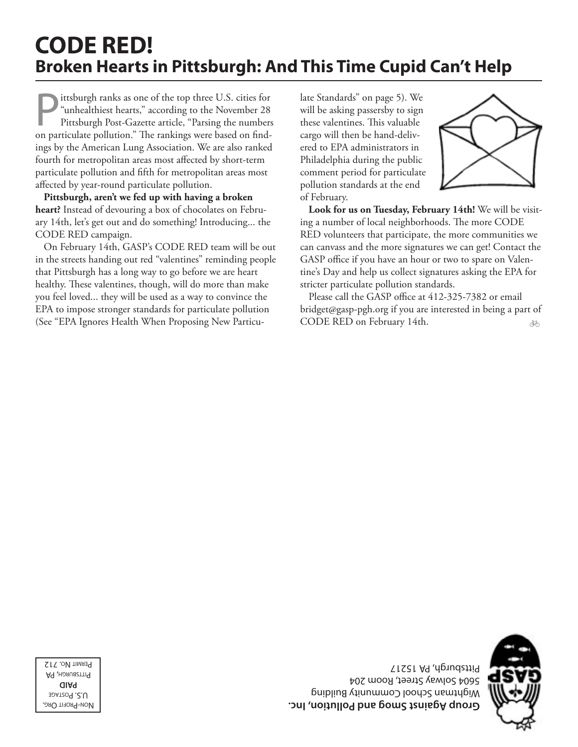# CODE RED!

## Broken Hearts in Pittsburgh: And This Time Cupid Can't Help

Pittsburgh ranks as one of the top three U.S. cities for "unhealthiest hearts," according to the November 28 Pittsburgh Post-Gazette article, "Parsing the numbers on particulate pollution." The rankings were based on findings by the American Lung Association. We are also ranked fourth for metropolitan areas most affected by short-term particulate pollution and fifth for metropolitan areas most affected by year-round particulate pollution.

**Pittsburgh, aren't we fed up with having a broken heart?** Instead of devouring a box of chocolates on February 14th, let's get out and do something! Introducing... the CODE RED campaign.

On February 14th, GASP's CODE RED team will be out in the streets handing out red "valentines" reminding people that Pittsburgh has a long way to go before we are heart healthy. These valentines, though, will do more than make you feel loved... they will be used as a way to convince the EPA to impose stronger standards for particulate pollution (See "EPA Ignores Health When Proposing New Particulate Standards" on page 5). We will be asking passersby to sign these valentines. This valuable cargo will then be hand-delivered to EPA administrators in Philadelphia during the public comment period for particulate pollution standards at the end of February.

**Look for us on Tuesday, February 14th!** We will be visiting a number of local neighborhoods. The more CODE RED volunteers that participate, the more communities we can canvass and the more signatures we can get! Contact the GASP office if you have an hour or two to spare on Valentine's Day and help us collect signatures asking the EPA for stricter particulate pollution standards.

Please call the GASP office at 412-325-7382 or email bridget@gasp-pgh.org if you are interested in being a part of CODE RED on February 14th.

**Group Against Smog and Pollution, Inc.**
Wightman School Community Building
5604 Solway Street, Room 204
Pittsburgh, PA 15217

Non-Profit Org.
U.S. Postage
**PAID**
Pittsburgh, PA
Permit No. 712